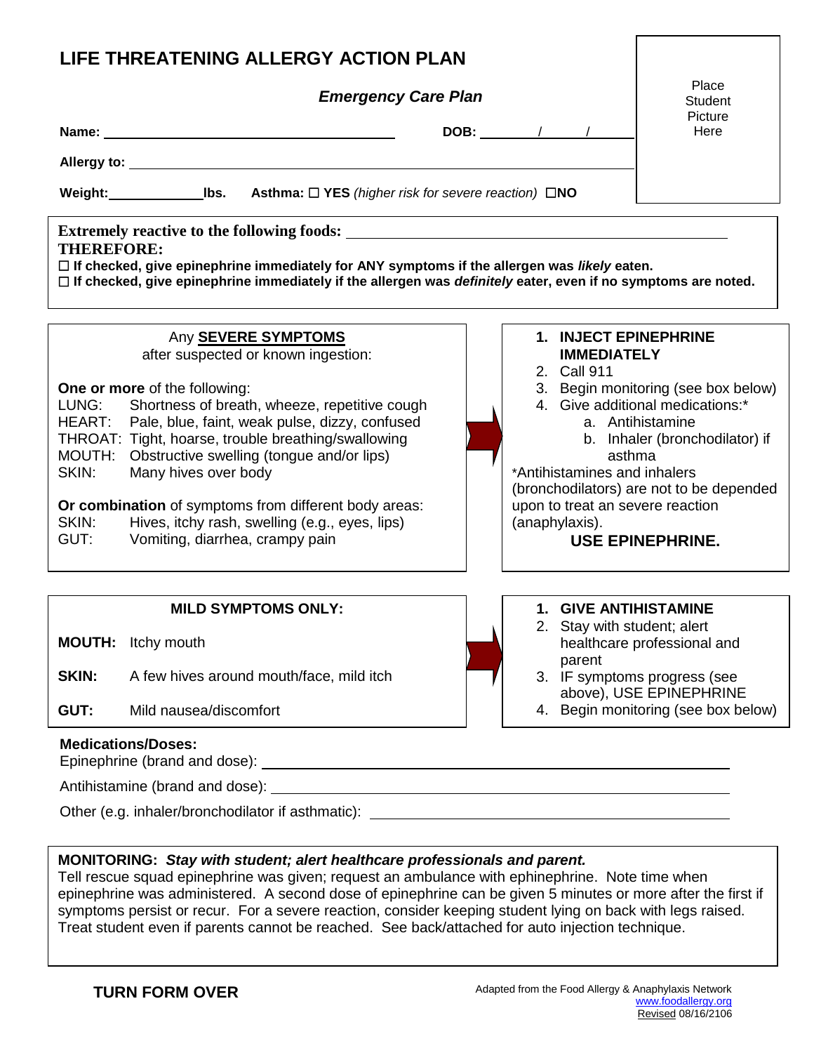# LIFE THREATENING ALLERGY ACTION PLAN

Place Student Picture Here

***Emergency Care Plan***

**Name:** ______________________________ **DOB:** ____/____/____

**Allergy to:** ______________________________

**Weight:** ________ **lbs.** **Asthma:** ☐ **YES** *(higher risk for severe reaction)* ☐**NO**

**Extremely reactive to the following foods:** ______________________________

**THEREFORE:**

☐ **If checked, give epinephrine immediately for ANY symptoms if the allergen was *likely* eaten.**

☐ **If checked, give epinephrine immediately if the allergen was *definitely* eater, even if no symptoms are noted.**

Any **SEVERE SYMPTOMS** after suspected or known ingestion:

**One or more** of the following:

- LUNG: Shortness of breath, wheeze, repetitive cough
- HEART: Pale, blue, faint, weak pulse, dizzy, confused
- THROAT: Tight, hoarse, trouble breathing/swallowing
- MOUTH: Obstructive swelling (tongue and/or lips)
- SKIN: Many hives over body

**Or combination** of symptoms from different body areas:

- SKIN: Hives, itchy rash, swelling (e.g., eyes, lips)
- GUT: Vomiting, diarrhea, crampy pain

→

1. **INJECT EPINEPHRINE IMMEDIATELY**
2. Call 911
3. Begin monitoring (see box below)
4. Give additional medications:*
   a. Antihistamine
   b. Inhaler (bronchodilator) if asthma

*Antihistamines and inhalers (bronchodilators) are not to be depended upon to treat an severe reaction (anaphylaxis).

**USE EPINEPHRINE.**

**MILD SYMPTOMS ONLY:**

- **MOUTH:** Itchy mouth
- **SKIN:** A few hives around mouth/face, mild itch
- **GUT:** Mild nausea/discomfort

→

1. **GIVE ANTIHISTAMINE**
2. Stay with student; alert healthcare professional and parent
3. IF symptoms progress (see above), USE EPINEPHRINE
4. Begin monitoring (see box below)

**Medications/Doses:**

Epinephrine (brand and dose): ______________________________

Antihistamine (brand and dose): ______________________________

Other (e.g. inhaler/bronchodilator if asthmatic): ______________________________

**MONITORING:** ***Stay with student; alert healthcare professionals and parent.***
Tell rescue squad epinephrine was given; request an ambulance with ephinephrine. Note time when epinephrine was administered. A second dose of epinephrine can be given 5 minutes or more after the first if symptoms persist or recur. For a severe reaction, consider keeping student lying on back with legs raised. Treat student even if parents cannot be reached. See back/attached for auto injection technique.

**TURN FORM OVER**

Adapted from the Food Allergy & Anaphylaxis Network
www.foodallergy.org
Revised 08/16/2106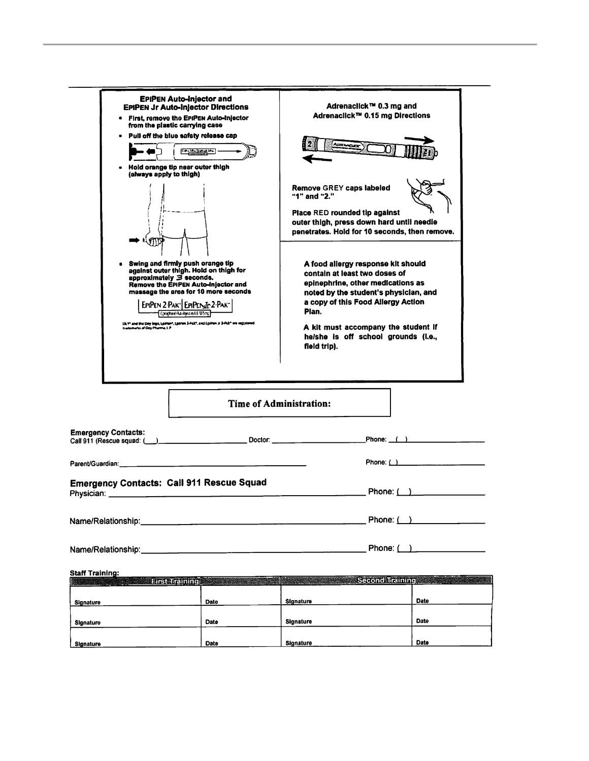## EPIPEN Auto-Injector and EPIPEN Jr Auto-Injector Directions

- First, remove the EPIPEN Auto-Injector from the plastic carrying case
- Pull off the blue safety release cap
- Hold orange tip near outer thigh (always apply to thigh)
- Swing and firmly push orange tip against outer thigh. Hold on thigh for approximately 3 seconds. Remove the EPIPEN Auto-Injector and massage the area for 10 more seconds

EPIPEN 2-PAK | EPIPEN Jr 2-PAK

## Adrenaclick™ 0.3 mg and Adrenaclick™ 0.15 mg Directions

Remove GREY caps labeled "1" and "2."

Place RED rounded tip against outer thigh, press down hard until needle penetrates. Hold for 10 seconds, then remove.

A food allergy response kit should contain at least two doses of epinephrine, other medications as noted by the student's physician, and a copy of this Food Allergy Action Plan.

A kit must accompany the student if he/she is off school grounds (i.e., field trip).

**Time of Administration:**

**Emergency Contacts:**

Call 911 (Rescue squad: ( ) ____________ Doctor: ____________ Phone: ( ) ____________

Parent/Guardian: ____________ Phone: ( ) ____________

**Emergency Contacts: Call 911 Rescue Squad**

Physician: ____________ Phone: ( ) ____________

Name/Relationship: ____________ Phone: ( ) ____________

Name/Relationship: ____________ Phone: ( ) ____________

**Staff Training:**

| First Training | | Second Training | |
|---|---|---|---|
| Signature | Date | Signature | Date |
| Signature | Date | Signature | Date |
| Signature | Date | Signature | Date |